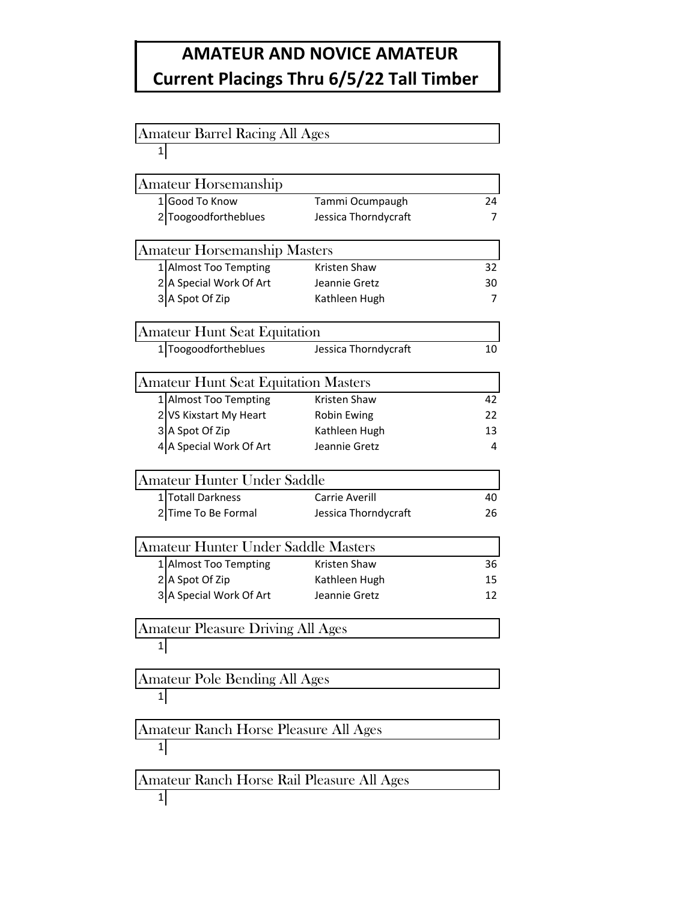# AMATEUR AND NOVICE AMATEUR
# Current Placings Thru 6/5/22 Tall Timber

## Amateur Barrel Racing All Ages

| Place | Horse | Rider | Points |
|---|---|---|---|
| 1 | | | |

## Amateur Horsemanship

| Place | Horse | Rider | Points |
|---|---|---|---|
| 1 | Good To Know | Tammi Ocumpaugh | 24 |
| 2 | Toogoodfortheblues | Jessica Thorndycraft | 7 |

## Amateur Horsemanship Masters

| Place | Horse | Rider | Points |
|---|---|---|---|
| 1 | Almost Too Tempting | Kristen Shaw | 32 |
| 2 | A Special Work Of Art | Jeannie Gretz | 30 |
| 3 | A Spot Of Zip | Kathleen Hugh | 7 |

## Amateur Hunt Seat Equitation

| Place | Horse | Rider | Points |
|---|---|---|---|
| 1 | Toogoodfortheblues | Jessica Thorndycraft | 10 |

## Amateur Hunt Seat Equitation Masters

| Place | Horse | Rider | Points |
|---|---|---|---|
| 1 | Almost Too Tempting | Kristen Shaw | 42 |
| 2 | VS Kixstart My Heart | Robin Ewing | 22 |
| 3 | A Spot Of Zip | Kathleen Hugh | 13 |
| 4 | A Special Work Of Art | Jeannie Gretz | 4 |

## Amateur Hunter Under Saddle

| Place | Horse | Rider | Points |
|---|---|---|---|
| 1 | Totall Darkness | Carrie Averill | 40 |
| 2 | Time To Be Formal | Jessica Thorndycraft | 26 |

## Amateur Hunter Under Saddle Masters

| Place | Horse | Rider | Points |
|---|---|---|---|
| 1 | Almost Too Tempting | Kristen Shaw | 36 |
| 2 | A Spot Of Zip | Kathleen Hugh | 15 |
| 3 | A Special Work Of Art | Jeannie Gretz | 12 |

## Amateur Pleasure Driving All Ages

| Place | Horse | Rider | Points |
|---|---|---|---|
| 1 | | | |

## Amateur Pole Bending All Ages

| Place | Horse | Rider | Points |
|---|---|---|---|
| 1 | | | |

## Amateur Ranch Horse Pleasure All Ages

| Place | Horse | Rider | Points |
|---|---|---|---|
| 1 | | | |

## Amateur Ranch Horse Rail Pleasure All Ages

| Place | Horse | Rider | Points |
|---|---|---|---|
| 1 | | | |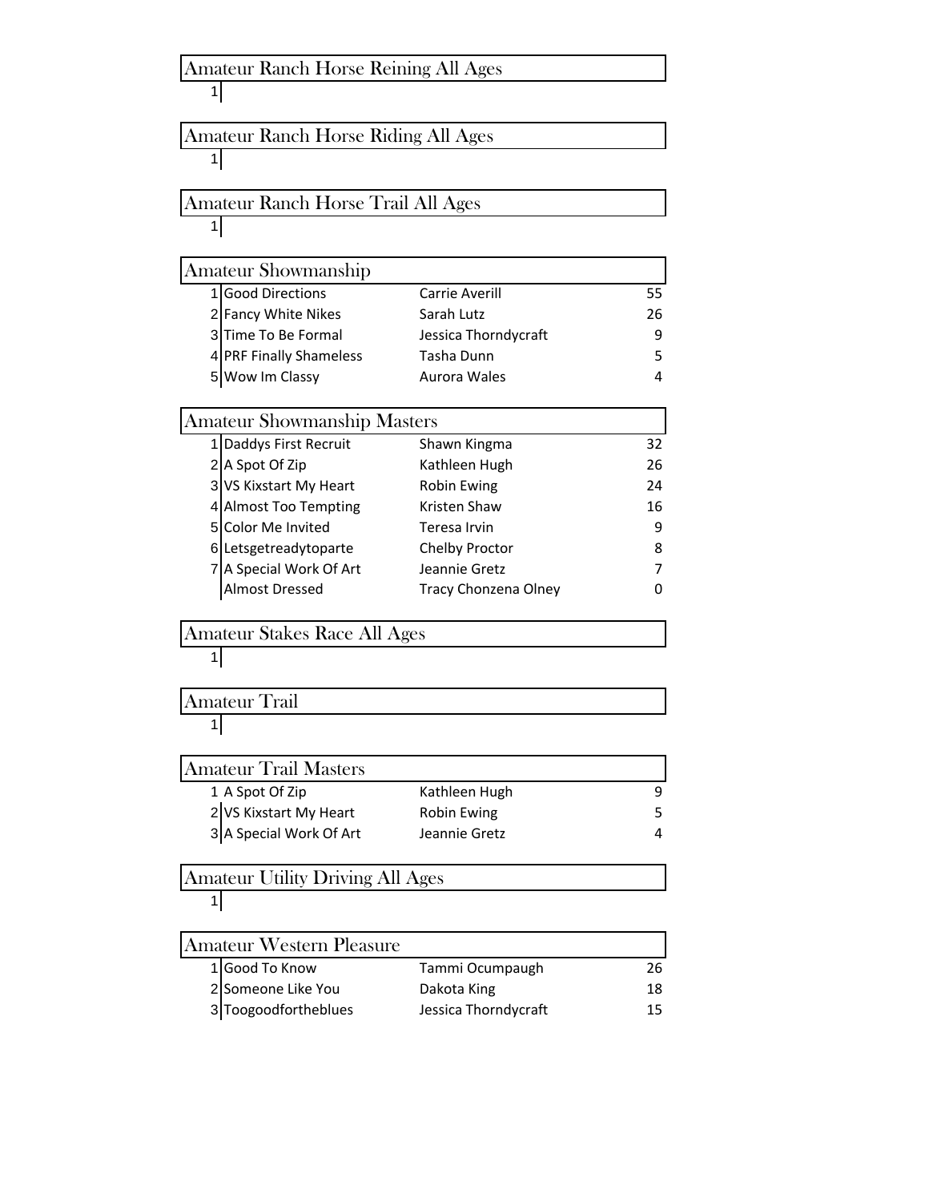## Amateur Ranch Horse Reining All Ages

| Place | Horse | Exhibitor | Points |
|---|---|---|---|
| 1 | | | |

## Amateur Ranch Horse Riding All Ages

| Place | Horse | Exhibitor | Points |
|---|---|---|---|
| 1 | | | |

## Amateur Ranch Horse Trail All Ages

| Place | Horse | Exhibitor | Points |
|---|---|---|---|
| 1 | | | |

## Amateur Showmanship

| Place | Horse | Exhibitor | Points |
|---|---|---|---|
| 1 | Good Directions | Carrie Averill | 55 |
| 2 | Fancy White Nikes | Sarah Lutz | 26 |
| 3 | Time To Be Formal | Jessica Thorndycraft | 9 |
| 4 | PRF Finally Shameless | Tasha Dunn | 5 |
| 5 | Wow Im Classy | Aurora Wales | 4 |

## Amateur Showmanship Masters

| Place | Horse | Exhibitor | Points |
|---|---|---|---|
| 1 | Daddys First Recruit | Shawn Kingma | 32 |
| 2 | A Spot Of Zip | Kathleen Hugh | 26 |
| 3 | VS Kixstart My Heart | Robin Ewing | 24 |
| 4 | Almost Too Tempting | Kristen Shaw | 16 |
| 5 | Color Me Invited | Teresa Irvin | 9 |
| 6 | Letsgetreadytoparte | Chelby Proctor | 8 |
| 7 | A Special Work Of Art | Jeannie Gretz | 7 |
| | Almost Dressed | Tracy Chonzena Olney | 0 |

## Amateur Stakes Race All Ages

| Place | Horse | Exhibitor | Points |
|---|---|---|---|
| 1 | | | |

## Amateur Trail

| Place | Horse | Exhibitor | Points |
|---|---|---|---|
| 1 | | | |

## Amateur Trail Masters

| Place | Horse | Exhibitor | Points |
|---|---|---|---|
| 1 | A Spot Of Zip | Kathleen Hugh | 9 |
| 2 | VS Kixstart My Heart | Robin Ewing | 5 |
| 3 | A Special Work Of Art | Jeannie Gretz | 4 |

## Amateur Utility Driving All Ages

| Place | Horse | Exhibitor | Points |
|---|---|---|---|
| 1 | | | |

## Amateur Western Pleasure

| Place | Horse | Exhibitor | Points |
|---|---|---|---|
| 1 | Good To Know | Tammi Ocumpaugh | 26 |
| 2 | Someone Like You | Dakota King | 18 |
| 3 | Toogoodfortheblues | Jessica Thorndycraft | 15 |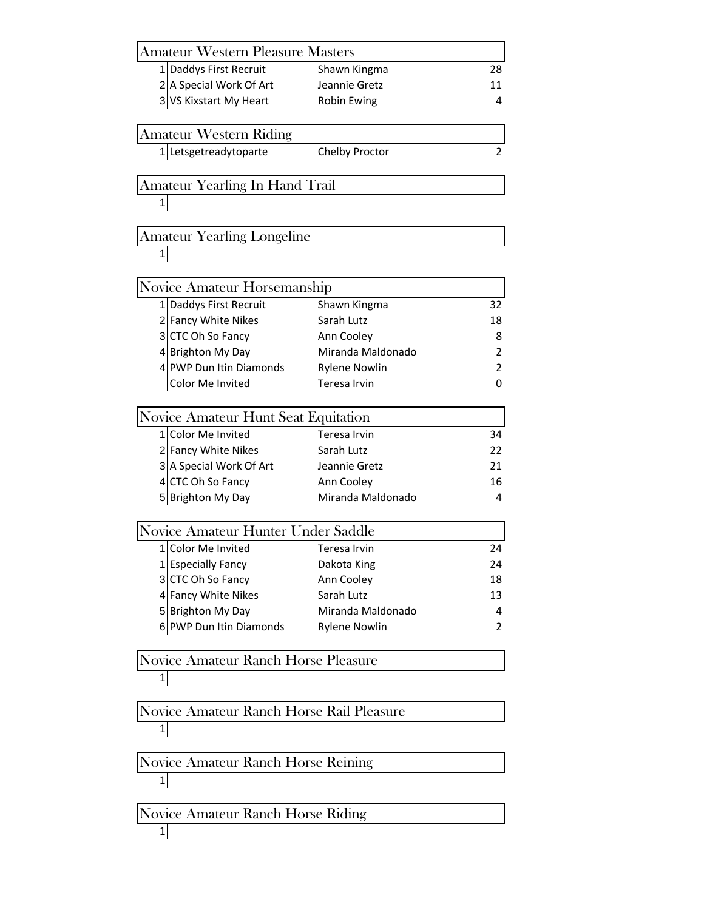## Amateur Western Pleasure Masters

| | | | |
|---|---|---|---|
| 1 | Daddys First Recruit | Shawn Kingma | 28 |
| 2 | A Special Work Of Art | Jeannie Gretz | 11 |
| 3 | VS Kixstart My Heart | Robin Ewing | 4 |

## Amateur Western Riding

| | | | |
|---|---|---|---|
| 1 | Letsgetreadytoparte | Chelby Proctor | 2 |

## Amateur Yearling In Hand Trail

| | | | |
|---|---|---|---|
| 1 | | | |

## Amateur Yearling Longeline

| | | | |
|---|---|---|---|
| 1 | | | |

## Novice Amateur Horsemanship

| | | | |
|---|---|---|---|
| 1 | Daddys First Recruit | Shawn Kingma | 32 |
| 2 | Fancy White Nikes | Sarah Lutz | 18 |
| 3 | CTC Oh So Fancy | Ann Cooley | 8 |
| 4 | Brighton My Day | Miranda Maldonado | 2 |
| 4 | PWP Dun Itin Diamonds | Rylene Nowlin | 2 |
| | Color Me Invited | Teresa Irvin | 0 |

## Novice Amateur Hunt Seat Equitation

| | | | |
|---|---|---|---|
| 1 | Color Me Invited | Teresa Irvin | 34 |
| 2 | Fancy White Nikes | Sarah Lutz | 22 |
| 3 | A Special Work Of Art | Jeannie Gretz | 21 |
| 4 | CTC Oh So Fancy | Ann Cooley | 16 |
| 5 | Brighton My Day | Miranda Maldonado | 4 |

## Novice Amateur Hunter Under Saddle

| | | | |
|---|---|---|---|
| 1 | Color Me Invited | Teresa Irvin | 24 |
| 1 | Especially Fancy | Dakota King | 24 |
| 3 | CTC Oh So Fancy | Ann Cooley | 18 |
| 4 | Fancy White Nikes | Sarah Lutz | 13 |
| 5 | Brighton My Day | Miranda Maldonado | 4 |
| 6 | PWP Dun Itin Diamonds | Rylene Nowlin | 2 |

## Novice Amateur Ranch Horse Pleasure

| | | | |
|---|---|---|---|
| 1 | | | |

## Novice Amateur Ranch Horse Rail Pleasure

| | | | |
|---|---|---|---|
| 1 | | | |

## Novice Amateur Ranch Horse Reining

| | | | |
|---|---|---|---|
| 1 | | | |

## Novice Amateur Ranch Horse Riding

| | | | |
|---|---|---|---|
| 1 | | | |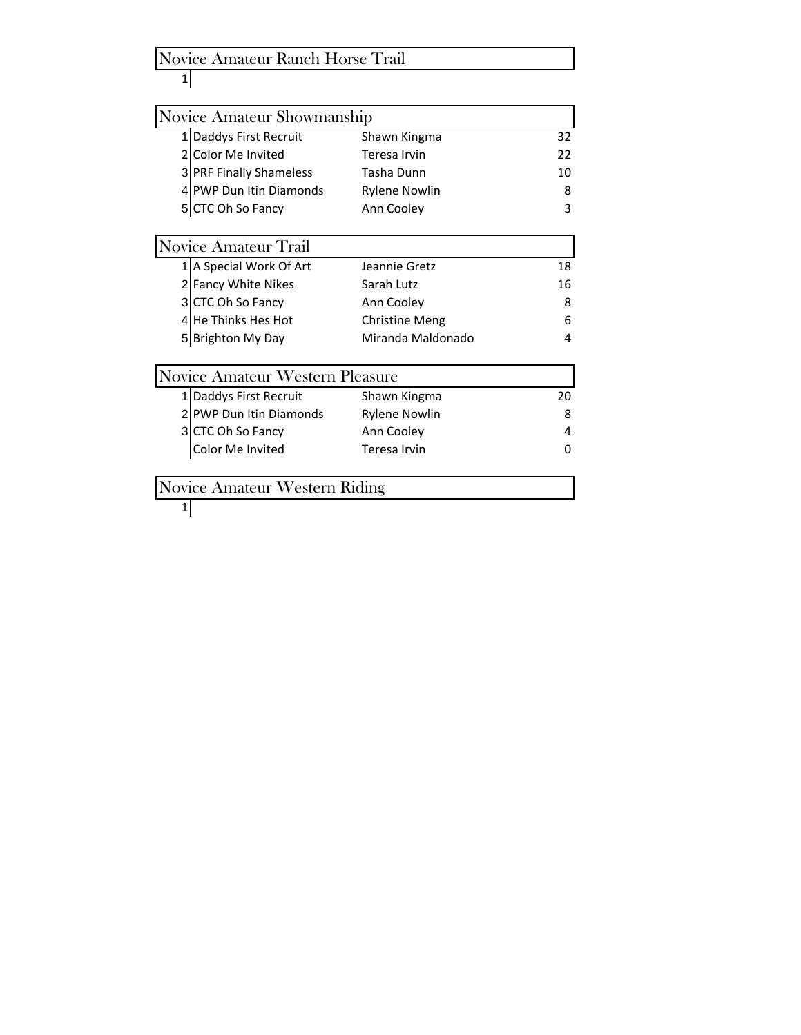## Novice Amateur Ranch Horse Trail

| | | | |
|---|---|---|---|
| 1 | | | |

## Novice Amateur Showmanship

| | | | |
|---|---|---|---|
| 1 | Daddys First Recruit | Shawn Kingma | 32 |
| 2 | Color Me Invited | Teresa Irvin | 22 |
| 3 | PRF Finally Shameless | Tasha Dunn | 10 |
| 4 | PWP Dun Itin Diamonds | Rylene Nowlin | 8 |
| 5 | CTC Oh So Fancy | Ann Cooley | 3 |

## Novice Amateur Trail

| | | | |
|---|---|---|---|
| 1 | A Special Work Of Art | Jeannie Gretz | 18 |
| 2 | Fancy White Nikes | Sarah Lutz | 16 |
| 3 | CTC Oh So Fancy | Ann Cooley | 8 |
| 4 | He Thinks Hes Hot | Christine Meng | 6 |
| 5 | Brighton My Day | Miranda Maldonado | 4 |

## Novice Amateur Western Pleasure

| | | | |
|---|---|---|---|
| 1 | Daddys First Recruit | Shawn Kingma | 20 |
| 2 | PWP Dun Itin Diamonds | Rylene Nowlin | 8 |
| 3 | CTC Oh So Fancy | Ann Cooley | 4 |
| | Color Me Invited | Teresa Irvin | 0 |

## Novice Amateur Western Riding

| | | | |
|---|---|---|---|
| 1 | | | |